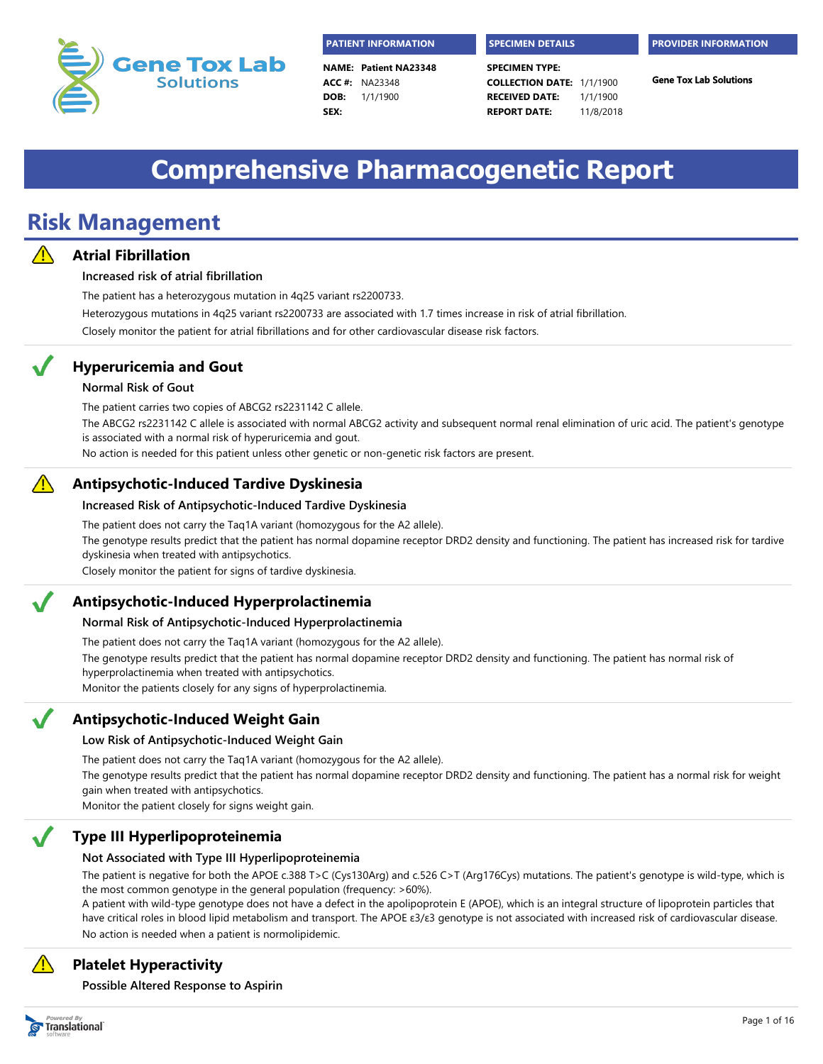Gene Tox Lab Solutions

| PATIENT INFORMATION | | SPECIMEN DETAILS | | PROVIDER INFORMATION |
|---|---|---|---|---|
| NAME: | Patient NA23348 | SPECIMEN TYPE: | | Gene Tox Lab Solutions |
| ACC #: | NA23348 | COLLECTION DATE: | 1/1/1900 | |
| DOB: | 1/1/1900 | RECEIVED DATE: | 1/1/1900 | |
| SEX: | | REPORT DATE: | 11/8/2018 | |

# Comprehensive Pharmacogenetic Report

## Risk Management

### ⚠ Atrial Fibrillation

**Increased risk of atrial fibrillation**

The patient has a heterozygous mutation in 4q25 variant rs2200733.

Heterozygous mutations in 4q25 variant rs2200733 are associated with 1.7 times increase in risk of atrial fibrillation.

Closely monitor the patient for atrial fibrillations and for other cardiovascular disease risk factors.

### ✓ Hyperuricemia and Gout

**Normal Risk of Gout**

The patient carries two copies of ABCG2 rs2231142 C allele.

The ABCG2 rs2231142 C allele is associated with normal ABCG2 activity and subsequent normal renal elimination of uric acid. The patient's genotype is associated with a normal risk of hyperuricemia and gout.

No action is needed for this patient unless other genetic or non-genetic risk factors are present.

### ⚠ Antipsychotic-Induced Tardive Dyskinesia

**Increased Risk of Antipsychotic-Induced Tardive Dyskinesia**

The patient does not carry the Taq1A variant (homozygous for the A2 allele).

The genotype results predict that the patient has normal dopamine receptor DRD2 density and functioning. The patient has increased risk for tardive dyskinesia when treated with antipsychotics.

Closely monitor the patient for signs of tardive dyskinesia.

### ✓ Antipsychotic-Induced Hyperprolactinemia

**Normal Risk of Antipsychotic-Induced Hyperprolactinemia**

The patient does not carry the Taq1A variant (homozygous for the A2 allele).

The genotype results predict that the patient has normal dopamine receptor DRD2 density and functioning. The patient has normal risk of hyperprolactinemia when treated with antipsychotics.

Monitor the patients closely for any signs of hyperprolactinemia.

### ✓ Antipsychotic-Induced Weight Gain

**Low Risk of Antipsychotic-Induced Weight Gain**

The patient does not carry the Taq1A variant (homozygous for the A2 allele).

The genotype results predict that the patient has normal dopamine receptor DRD2 density and functioning. The patient has a normal risk for weight gain when treated with antipsychotics.

Monitor the patient closely for signs weight gain.

### ✓ Type III Hyperlipoproteinemia

**Not Associated with Type III Hyperlipoproteinemia**

The patient is negative for both the APOE c.388 T>C (Cys130Arg) and c.526 C>T (Arg176Cys) mutations. The patient's genotype is wild-type, which is the most common genotype in the general population (frequency: >60%).

A patient with wild-type genotype does not have a defect in the apolipoprotein E (APOE), which is an integral structure of lipoprotein particles that have critical roles in blood lipid metabolism and transport. The APOE ε3/ε3 genotype is not associated with increased risk of cardiovascular disease.

No action is needed when a patient is normolipidemic.

### ⚠ Platelet Hyperactivity

**Possible Altered Response to Aspirin**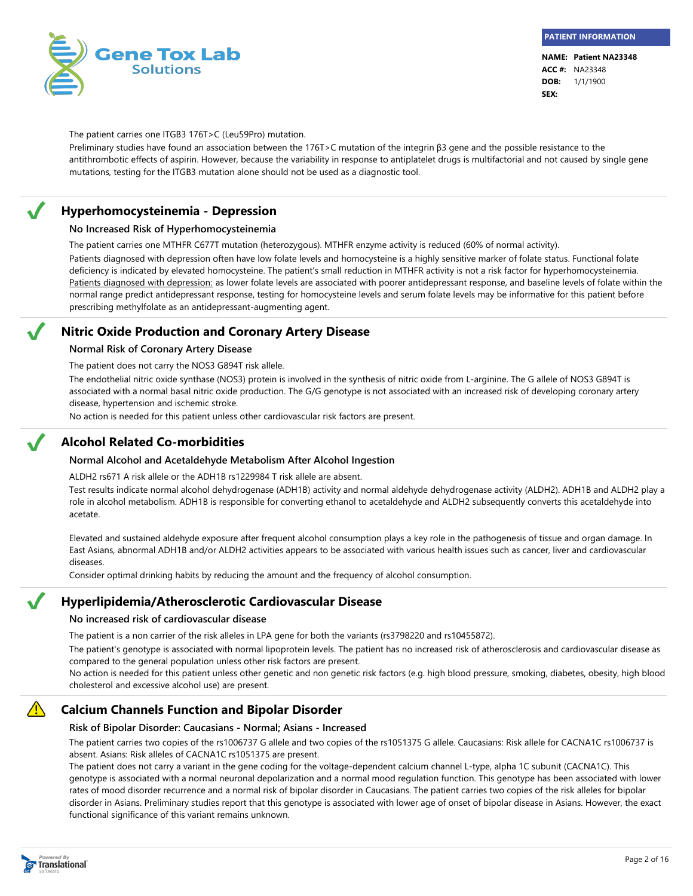The patient carries one ITGB3 176T>C (Leu59Pro) mutation.

Preliminary studies have found an association between the 176T>C mutation of the integrin β3 gene and the possible resistance to the antithrombotic effects of aspirin. However, because the variability in response to antiplatelet drugs is multifactorial and not caused by single gene mutations, testing for the ITGB3 mutation alone should not be used as a diagnostic tool.

## Hyperhomocysteinemia - Depression

### No Increased Risk of Hyperhomocysteinemia

The patient carries one MTHFR C677T mutation (heterozygous). MTHFR enzyme activity is reduced (60% of normal activity).

Patients diagnosed with depression often have low folate levels and homocysteine is a highly sensitive marker of folate status. Functional folate deficiency is indicated by elevated homocysteine. The patient's small reduction in MTHFR activity is not a risk factor for hyperhomocysteinemia. Patients diagnosed with depression: as lower folate levels are associated with poorer antidepressant response, and baseline levels of folate within the normal range predict antidepressant response, testing for homocysteine levels and serum folate levels may be informative for this patient before prescribing methylfolate as an antidepressant-augmenting agent.

## Nitric Oxide Production and Coronary Artery Disease

### Normal Risk of Coronary Artery Disease

The patient does not carry the NOS3 G894T risk allele.

The endothelial nitric oxide synthase (NOS3) protein is involved in the synthesis of nitric oxide from L-arginine. The G allele of NOS3 G894T is associated with a normal basal nitric oxide production. The G/G genotype is not associated with an increased risk of developing coronary artery disease, hypertension and ischemic stroke.

No action is needed for this patient unless other cardiovascular risk factors are present.

## Alcohol Related Co-morbidities

### Normal Alcohol and Acetaldehyde Metabolism After Alcohol Ingestion

ALDH2 rs671 A risk allele or the ADH1B rs1229984 T risk allele are absent.

Test results indicate normal alcohol dehydrogenase (ADH1B) activity and normal aldehyde dehydrogenase activity (ALDH2). ADH1B and ALDH2 play a role in alcohol metabolism. ADH1B is responsible for converting ethanol to acetaldehyde and ALDH2 subsequently converts this acetaldehyde into acetate.

Elevated and sustained aldehyde exposure after frequent alcohol consumption plays a key role in the pathogenesis of tissue and organ damage. In East Asians, abnormal ADH1B and/or ALDH2 activities appears to be associated with various health issues such as cancer, liver and cardiovascular diseases.

Consider optimal drinking habits by reducing the amount and the frequency of alcohol consumption.

## Hyperlipidemia/Atherosclerotic Cardiovascular Disease

### No increased risk of cardiovascular disease

The patient is a non carrier of the risk alleles in LPA gene for both the variants (rs3798220 and rs10455872).

The patient's genotype is associated with normal lipoprotein levels. The patient has no increased risk of atherosclerosis and cardiovascular disease as compared to the general population unless other risk factors are present.

No action is needed for this patient unless other genetic and non genetic risk factors (e.g. high blood pressure, smoking, diabetes, obesity, high blood cholesterol and excessive alcohol use) are present.

## Calcium Channels Function and Bipolar Disorder

### Risk of Bipolar Disorder: Caucasians - Normal; Asians - Increased

The patient carries two copies of the rs1006737 G allele and two copies of the rs1051375 G allele. Caucasians: Risk allele for CACNA1C rs1006737 is absent. Asians: Risk alleles of CACNA1C rs1051375 are present.

The patient does not carry a variant in the gene coding for the voltage-dependent calcium channel L-type, alpha 1C subunit (CACNA1C). This genotype is associated with a normal neuronal depolarization and a normal mood regulation function. This genotype has been associated with lower rates of mood disorder recurrence and a normal risk of bipolar disorder in Caucasians. The patient carries two copies of the risk alleles for bipolar disorder in Asians. Preliminary studies report that this genotype is associated with lower age of onset of bipolar disease in Asians. However, the exact functional significance of this variant remains unknown.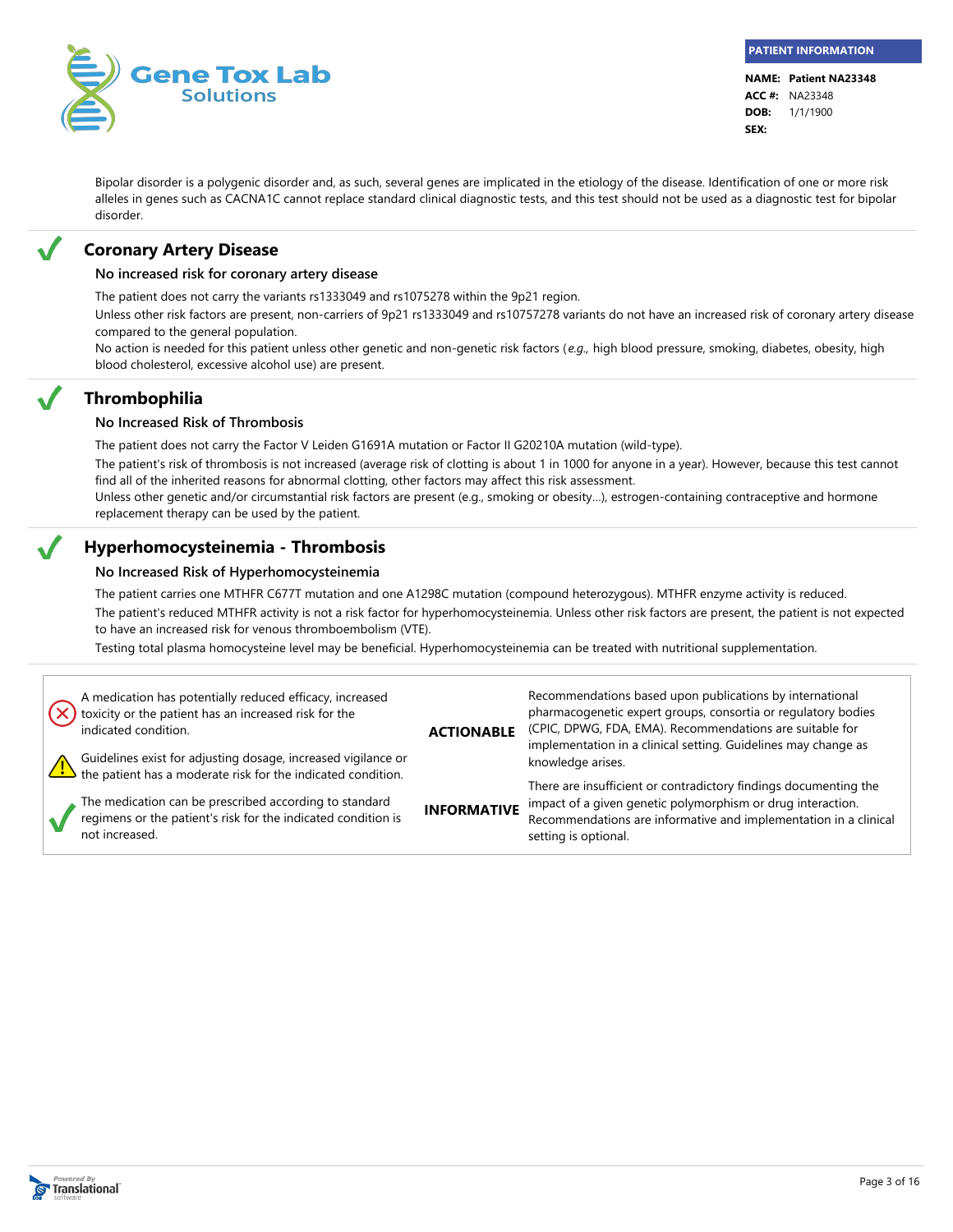Bipolar disorder is a polygenic disorder and, as such, several genes are implicated in the etiology of the disease. Identification of one or more risk alleles in genes such as CACNA1C cannot replace standard clinical diagnostic tests, and this test should not be used as a diagnostic test for bipolar disorder.

## ✓ Coronary Artery Disease

### No increased risk for coronary artery disease

The patient does not carry the variants rs1333049 and rs1075278 within the 9p21 region.

Unless other risk factors are present, non-carriers of 9p21 rs1333049 and rs10757278 variants do not have an increased risk of coronary artery disease compared to the general population.

No action is needed for this patient unless other genetic and non-genetic risk factors (*e.g.,* high blood pressure, smoking, diabetes, obesity, high blood cholesterol, excessive alcohol use) are present.

## ✓ Thrombophilia

### No Increased Risk of Thrombosis

The patient does not carry the Factor V Leiden G1691A mutation or Factor II G20210A mutation (wild-type).

The patient's risk of thrombosis is not increased (average risk of clotting is about 1 in 1000 for anyone in a year). However, because this test cannot find all of the inherited reasons for abnormal clotting, other factors may affect this risk assessment.

Unless other genetic and/or circumstantial risk factors are present (e.g., smoking or obesity...), estrogen-containing contraceptive and hormone replacement therapy can be used by the patient.

## ✓ Hyperhomocysteinemia - Thrombosis

### No Increased Risk of Hyperhomocysteinemia

The patient carries one MTHFR C677T mutation and one A1298C mutation (compound heterozygous). MTHFR enzyme activity is reduced.

The patient's reduced MTHFR activity is not a risk factor for hyperhomocysteinemia. Unless other risk factors are present, the patient is not expected to have an increased risk for venous thromboembolism (VTE).

Testing total plasma homocysteine level may be beneficial. Hyperhomocysteinemia can be treated with nutritional supplementation.

| Symbol | Meaning | Category | Description |
|---|---|---|---|
| ✗ | A medication has potentially reduced efficacy, increased toxicity or the patient has an increased risk for the indicated condition. | **ACTIONABLE** | Recommendations based upon publications by international pharmacogenetic expert groups, consortia or regulatory bodies (CPIC, DPWG, FDA, EMA). Recommendations are suitable for implementation in a clinical setting. Guidelines may change as knowledge arises. |
| ⚠ | Guidelines exist for adjusting dosage, increased vigilance or the patient has a moderate risk for the indicated condition. | | |
| ✓ | The medication can be prescribed according to standard regimens or the patient's risk for the indicated condition is not increased. | **INFORMATIVE** | There are insufficient or contradictory findings documenting the impact of a given genetic polymorphism or drug interaction. Recommendations are informative and implementation in a clinical setting is optional. |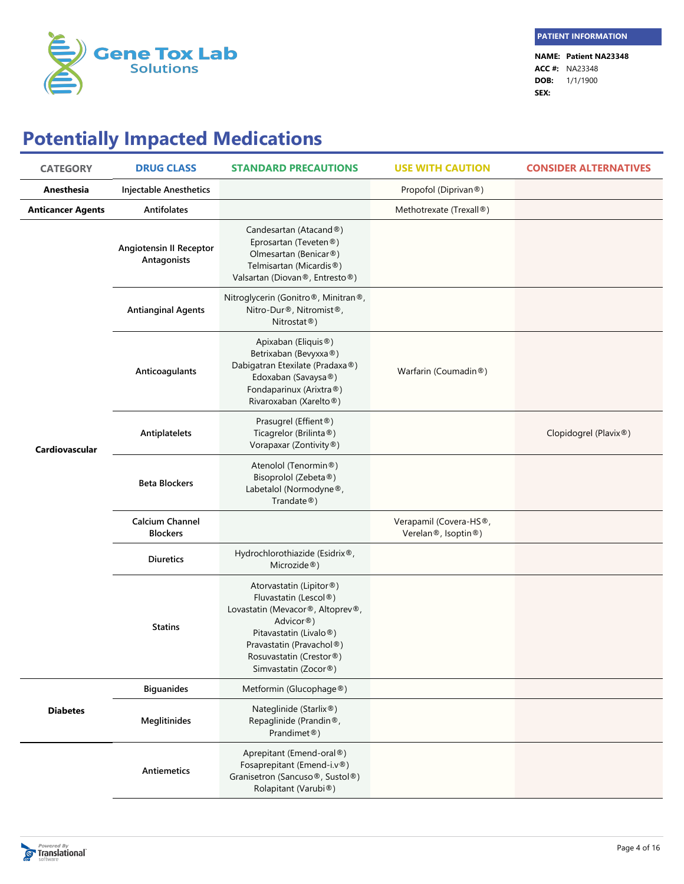**PATIENT INFORMATION**

**NAME:** **Patient NA23348**
**ACC #:** NA23348
**DOB:** 1/1/1900
**SEX:**

# Potentially Impacted Medications

| CATEGORY | DRUG CLASS | STANDARD PRECAUTIONS | USE WITH CAUTION | CONSIDER ALTERNATIVES |
|---|---|---|---|---|
| **Anesthesia** | **Injectable Anesthetics** | | Propofol (Diprivan®) | |
| **Anticancer Agents** | **Antifolates** | | Methotrexate (Trexall®) | |
| **Cardiovascular** | **Angiotensin II Receptor Antagonists** | Candesartan (Atacand®)<br>Eprosartan (Teveten®)<br>Olmesartan (Benicar®)<br>Telmisartan (Micardis®)<br>Valsartan (Diovan®, Entresto®) | | |
| | **Antianginal Agents** | Nitroglycerin (Gonitro®, Minitran®, Nitro-Dur®, Nitromist®, Nitrostat®) | | |
| | **Anticoagulants** | Apixaban (Eliquis®)<br>Betrixaban (Bevyxxa®)<br>Dabigatran Etexilate (Pradaxa®)<br>Edoxaban (Savaysa®)<br>Fondaparinux (Arixtra®)<br>Rivaroxaban (Xarelto®) | Warfarin (Coumadin®) | |
| | **Antiplatelets** | Prasugrel (Effient®)<br>Ticagrelor (Brilinta®)<br>Vorapaxar (Zontivity®) | | Clopidogrel (Plavix®) |
| | **Beta Blockers** | Atenolol (Tenormin®)<br>Bisoprolol (Zebeta®)<br>Labetalol (Normodyne®, Trandate®) | | |
| | **Calcium Channel Blockers** | | Verapamil (Covera-HS®, Verelan®, Isoptin®) | |
| | **Diuretics** | Hydrochlorothiazide (Esidrix®, Microzide®) | | |
| | **Statins** | Atorvastatin (Lipitor®)<br>Fluvastatin (Lescol®)<br>Lovastatin (Mevacor®, Altoprev®, Advicor®)<br>Pitavastatin (Livalo®)<br>Pravastatin (Pravachol®)<br>Rosuvastatin (Crestor®)<br>Simvastatin (Zocor®) | | |
| **Diabetes** | **Biguanides** | Metformin (Glucophage®) | | |
| | **Meglitinides** | Nateglinide (Starlix®)<br>Repaglinide (Prandin®, Prandimet®) | | |
| | **Antiemetics** | Aprepitant (Emend-oral®)<br>Fosaprepitant (Emend-i.v®)<br>Granisetron (Sancuso®, Sustol®)<br>Rolapitant (Varubi®) | | |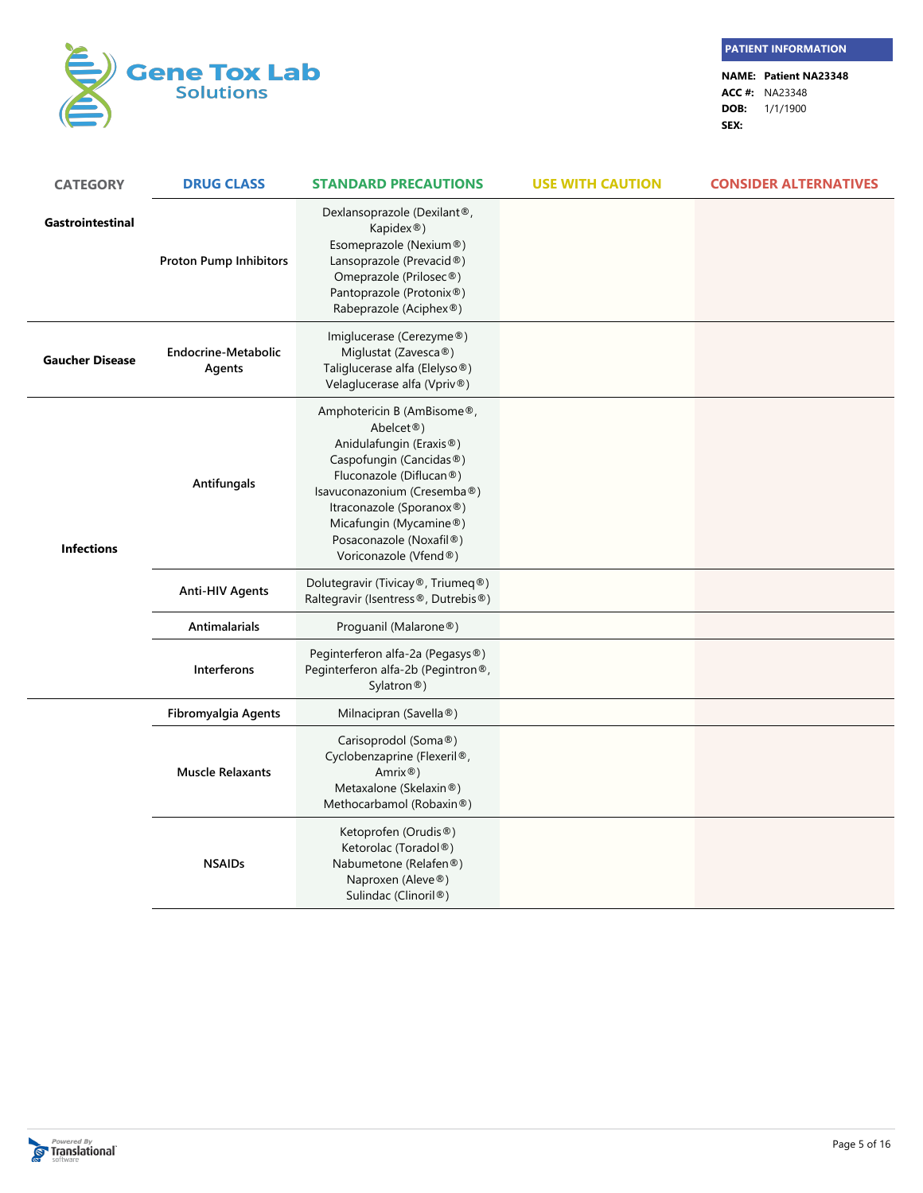**PATIENT INFORMATION**

**NAME:** **Patient NA23348**
**ACC #:** NA23348
**DOB:** 1/1/1900
**SEX:**

| CATEGORY | DRUG CLASS | STANDARD PRECAUTIONS | USE WITH CAUTION | CONSIDER ALTERNATIVES |
|---|---|---|---|---|
| **Gastrointestinal** | **Proton Pump Inhibitors** | Dexlansoprazole (Dexilant®, Kapidex®)<br>Esomeprazole (Nexium®)<br>Lansoprazole (Prevacid®)<br>Omeprazole (Prilosec®)<br>Pantoprazole (Protonix®)<br>Rabeprazole (Aciphex®) | | |
| **Gaucher Disease** | **Endocrine-Metabolic Agents** | Imiglucerase (Cerezyme®)<br>Miglustat (Zavesca®)<br>Taliglucerase alfa (Elelyso®)<br>Velaglucerase alfa (Vpriv®) | | |
| **Infections** | **Antifungals** | Amphotericin B (AmBisome®, Abelcet®)<br>Anidulafungin (Eraxis®)<br>Caspofungin (Cancidas®)<br>Fluconazole (Diflucan®)<br>Isavuconazonium (Cresemba®)<br>Itraconazole (Sporanox®)<br>Micafungin (Mycamine®)<br>Posaconazole (Noxafil®)<br>Voriconazole (Vfend®) | | |
| | **Anti-HIV Agents** | Dolutegravir (Tivicay®, Triumeq®)<br>Raltegravir (Isentress®, Dutrebis®) | | |
| | **Antimalarials** | Proguanil (Malarone®) | | |
| | **Interferons** | Peginterferon alfa-2a (Pegasys®)<br>Peginterferon alfa-2b (Pegintron®, Sylatron®) | | |
| | **Fibromyalgia Agents** | Milnacipran (Savella®) | | |
| | **Muscle Relaxants** | Carisoprodol (Soma®)<br>Cyclobenzaprine (Flexeril®, Amrix®)<br>Metaxalone (Skelaxin®)<br>Methocarbamol (Robaxin®) | | |
| | **NSAIDs** | Ketoprofen (Orudis®)<br>Ketorolac (Toradol®)<br>Nabumetone (Relafen®)<br>Naproxen (Aleve®)<br>Sulindac (Clinoril®) | | |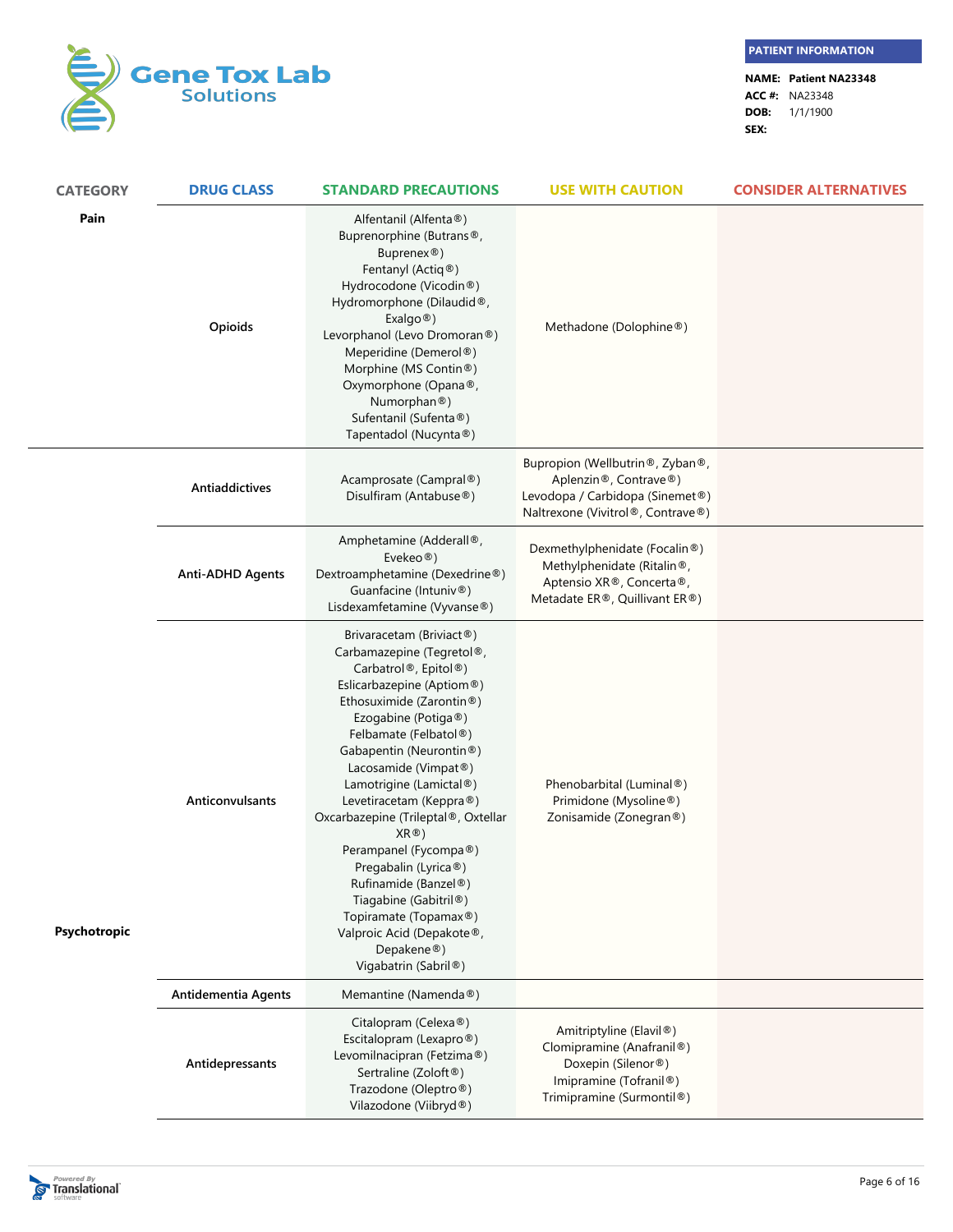**Gene Tox Lab Solutions**

**PATIENT INFORMATION**

**NAME:** Patient NA23348
**ACC #:** NA23348
**DOB:** 1/1/1900
**SEX:**

| CATEGORY | DRUG CLASS | STANDARD PRECAUTIONS | USE WITH CAUTION | CONSIDER ALTERNATIVES |
|---|---|---|---|---|
| **Pain** | **Opioids** | Alfentanil (Alfenta®)<br>Buprenorphine (Butrans®, Buprenex®)<br>Fentanyl (Actiq®)<br>Hydrocodone (Vicodin®)<br>Hydromorphone (Dilaudid®, Exalgo®)<br>Levorphanol (Levo Dromoran®)<br>Meperidine (Demerol®)<br>Morphine (MS Contin®)<br>Oxymorphone (Opana®, Numorphan®)<br>Sufentanil (Sufenta®)<br>Tapentadol (Nucynta®) | Methadone (Dolophine®) | |
| **Psychotropic** | **Antiaddictives** | Acamprosate (Campral®)<br>Disulfiram (Antabuse®) | Bupropion (Wellbutrin®, Zyban®, Aplenzin®, Contrave®)<br>Levodopa / Carbidopa (Sinemet®)<br>Naltrexone (Vivitrol®, Contrave®) | |
| | **Anti-ADHD Agents** | Amphetamine (Adderall®, Evekeo®)<br>Dextroamphetamine (Dexedrine®)<br>Guanfacine (Intuniv®)<br>Lisdexamfetamine (Vyvanse®) | Dexmethylphenidate (Focalin®)<br>Methylphenidate (Ritalin®, Aptensio XR®, Concerta®, Metadate ER®, Quillivant ER®) | |
| | **Anticonvulsants** | Brivaracetam (Briviact®)<br>Carbamazepine (Tegretol®, Carbatrol®, Epitol®)<br>Eslicarbazepine (Aptiom®)<br>Ethosuximide (Zarontin®)<br>Ezogabine (Potiga®)<br>Felbamate (Felbatol®)<br>Gabapentin (Neurontin®)<br>Lacosamide (Vimpat®)<br>Lamotrigine (Lamictal®)<br>Levetiracetam (Keppra®)<br>Oxcarbazepine (Trileptal®, Oxtellar XR®)<br>Perampanel (Fycompa®)<br>Pregabalin (Lyrica®)<br>Rufinamide (Banzel®)<br>Tiagabine (Gabitril®)<br>Topiramate (Topamax®)<br>Valproic Acid (Depakote®, Depakene®)<br>Vigabatrin (Sabril®) | Phenobarbital (Luminal®)<br>Primidone (Mysoline®)<br>Zonisamide (Zonegran®) | |
| | **Antidementia Agents** | Memantine (Namenda®) | | |
| | **Antidepressants** | Citalopram (Celexa®)<br>Escitalopram (Lexapro®)<br>Levomilnacipran (Fetzima®)<br>Sertraline (Zoloft®)<br>Trazodone (Oleptro®)<br>Vilazodone (Viibryd®) | Amitriptyline (Elavil®)<br>Clomipramine (Anafranil®)<br>Doxepin (Silenor®)<br>Imipramine (Tofranil®)<br>Trimipramine (Surmontil®) | |

Powered By Translational software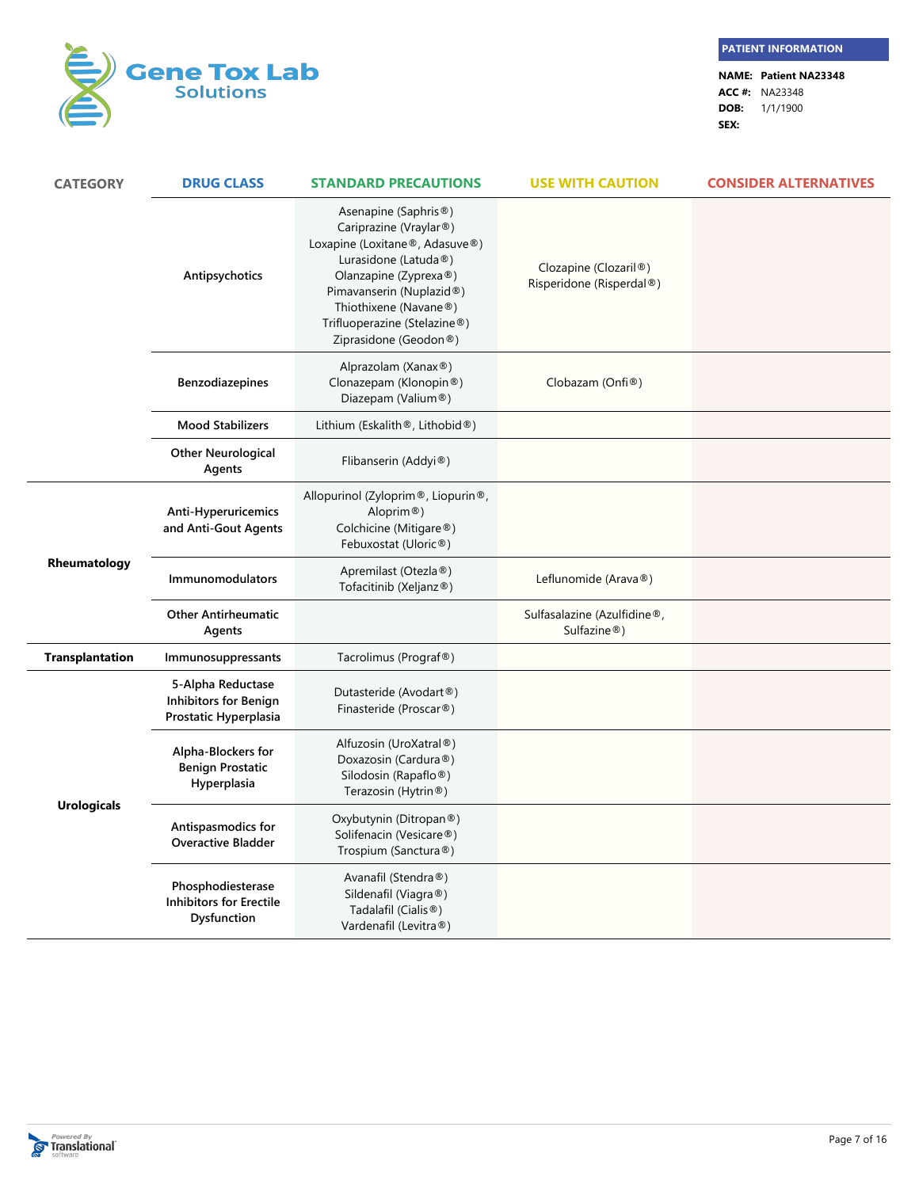**PATIENT INFORMATION**

**NAME:** Patient NA23348
**ACC #:** NA23348
**DOB:** 1/1/1900
**SEX:**

| CATEGORY | DRUG CLASS | STANDARD PRECAUTIONS | USE WITH CAUTION | CONSIDER ALTERNATIVES |
|---|---|---|---|---|
| | **Antipsychotics** | Asenapine (Saphris®)<br>Cariprazine (Vraylar®)<br>Loxapine (Loxitane®, Adasuve®)<br>Lurasidone (Latuda®)<br>Olanzapine (Zyprexa®)<br>Pimavanserin (Nuplazid®)<br>Thiothixene (Navane®)<br>Trifluoperazine (Stelazine®)<br>Ziprasidone (Geodon®) | Clozapine (Clozaril®)<br>Risperidone (Risperdal®) | |
| | **Benzodiazepines** | Alprazolam (Xanax®)<br>Clonazepam (Klonopin®)<br>Diazepam (Valium®) | Clobazam (Onfi®) | |
| | **Mood Stabilizers** | Lithium (Eskalith®, Lithobid®) | | |
| | **Other Neurological Agents** | Flibanserin (Addyi®) | | |
| **Rheumatology** | **Anti-Hyperuricemics and Anti-Gout Agents** | Allopurinol (Zyloprim®, Liopurin®, Aloprim®)<br>Colchicine (Mitigare®)<br>Febuxostat (Uloric®) | | |
| | **Immunomodulators** | Apremilast (Otezla®)<br>Tofacitinib (Xeljanz®) | Leflunomide (Arava®) | |
| | **Other Antirheumatic Agents** | | Sulfasalazine (Azulfidine®, Sulfazine®) | |
| **Transplantation** | **Immunosuppressants** | Tacrolimus (Prograf®) | | |
| **Urologicals** | **5-Alpha Reductase Inhibitors for Benign Prostatic Hyperplasia** | Dutasteride (Avodart®)<br>Finasteride (Proscar®) | | |
| | **Alpha-Blockers for Benign Prostatic Hyperplasia** | Alfuzosin (UroXatral®)<br>Doxazosin (Cardura®)<br>Silodosin (Rapaflo®)<br>Terazosin (Hytrin®) | | |
| | **Antispasmodics for Overactive Bladder** | Oxybutynin (Ditropan®)<br>Solifenacin (Vesicare®)<br>Trospium (Sanctura®) | | |
| | **Phosphodiesterase Inhibitors for Erectile Dysfunction** | Avanafil (Stendra®)<br>Sildenafil (Viagra®)<br>Tadalafil (Cialis®)<br>Vardenafil (Levitra®) | | |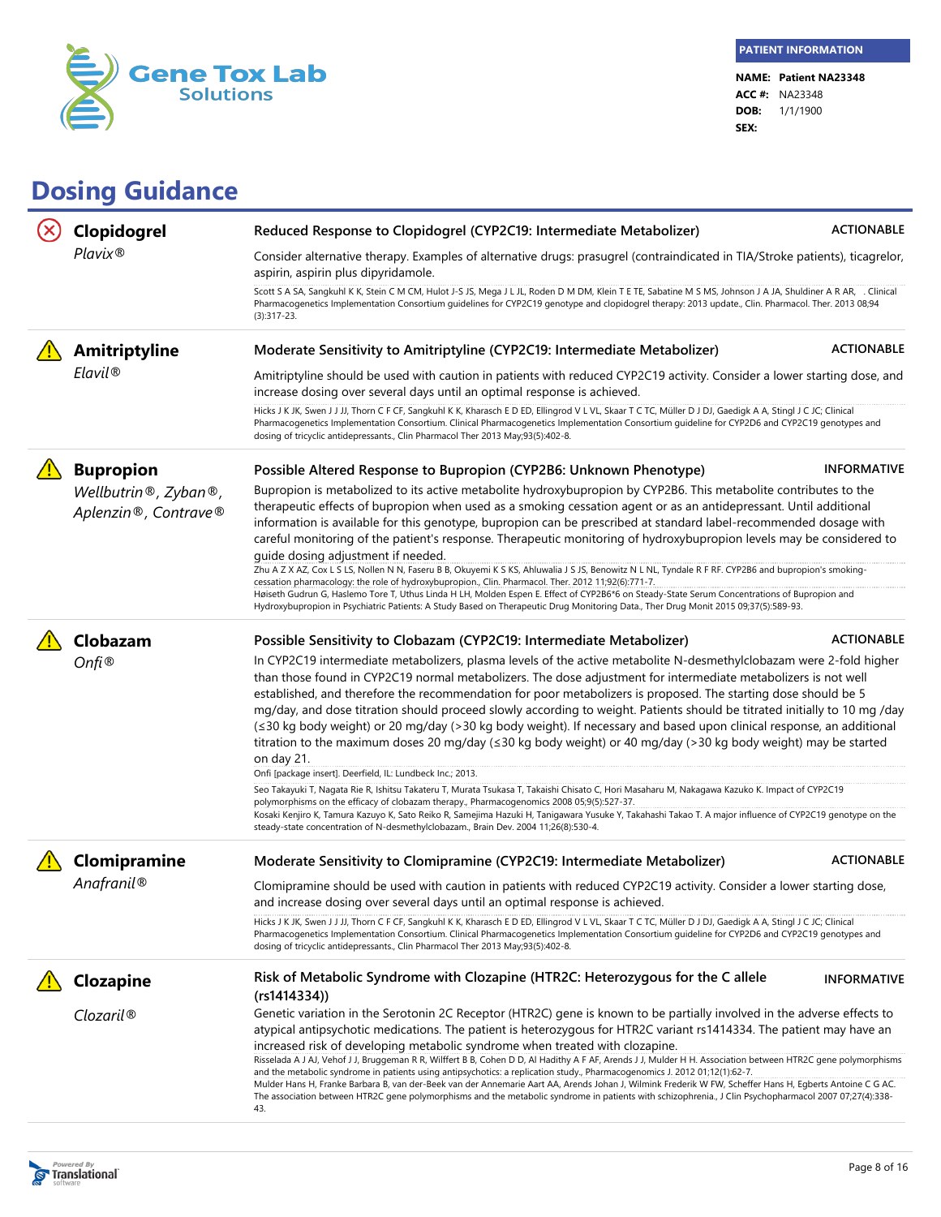**PATIENT INFORMATION**

**NAME:** Patient NA23348
**ACC #:** NA23348
**DOB:** 1/1/1900
**SEX:**

# Dosing Guidance

## Clopidogrel
*Plavix®*

**Reduced Response to Clopidogrel (CYP2C19: Intermediate Metabolizer)** — ACTIONABLE

Consider alternative therapy. Examples of alternative drugs: prasugrel (contraindicated in TIA/Stroke patients), ticagrelor, aspirin, aspirin plus dipyridamole.

Scott S A SA, Sangkuhl K K, Stein C M CM, Hulot J-S JS, Mega J L JL, Roden D M DM, Klein T E TE, Sabatine M S MS, Johnson J A JA, Shuldiner A R AR, . Clinical Pharmacogenetics Implementation Consortium guidelines for CYP2C19 genotype and clopidogrel therapy: 2013 update., Clin. Pharmacol. Ther. 2013 08;94 (3):317-23.

## Amitriptyline
*Elavil®*

**Moderate Sensitivity to Amitriptyline (CYP2C19: Intermediate Metabolizer)** — ACTIONABLE

Amitriptyline should be used with caution in patients with reduced CYP2C19 activity. Consider a lower starting dose, and increase dosing over several days until an optimal response is achieved.

Hicks J K JK, Swen J J JJ, Thorn C F CF, Sangkuhl K K, Kharasch E D ED, Ellingrod V L VL, Skaar T C TC, Müller D J DJ, Gaedigk A A, Stingl J C JC; Clinical Pharmacogenetics Implementation Consortium. Clinical Pharmacogenetics Implementation Consortium guideline for CYP2D6 and CYP2C19 genotypes and dosing of tricyclic antidepressants., Clin Pharmacol Ther 2013 May;93(5):402-8.

## Bupropion
*Wellbutrin®, Zyban®, Aplenzin®, Contrave®*

**Possible Altered Response to Bupropion (CYP2B6: Unknown Phenotype)** — INFORMATIVE

Bupropion is metabolized to its active metabolite hydroxybupropion by CYP2B6. This metabolite contributes to the therapeutic effects of bupropion when used as a smoking cessation agent or as an antidepressant. Until additional information is available for this genotype, bupropion can be prescribed at standard label-recommended dosage with careful monitoring of the patient's response. Therapeutic monitoring of hydroxybupropion levels may be considered to guide dosing adjustment if needed.

Zhu A Z X AZ, Cox L S LS, Nollen N N, Faseru B B, Okuyemi K S KS, Ahluwalia J S JS, Benowitz N L NL, Tyndale R F RF. CYP2B6 and bupropion's smoking-cessation pharmacology: the role of hydroxybupropion., Clin. Pharmacol. Ther. 2012 11;92(6):771-7.

Høiseth Gudrun G, Haslemo Tore T, Uthus Linda H LH, Molden Espen E. Effect of CYP2B6*6 on Steady-State Serum Concentrations of Bupropion and Hydroxybupropion in Psychiatric Patients: A Study Based on Therapeutic Drug Monitoring Data., Ther Drug Monit 2015 09;37(5):589-93.

## Clobazam
*Onfi®*

**Possible Sensitivity to Clobazam (CYP2C19: Intermediate Metabolizer)** — ACTIONABLE

In CYP2C19 intermediate metabolizers, plasma levels of the active metabolite N-desmethylclobazam were 2-fold higher than those found in CYP2C19 normal metabolizers. The dose adjustment for intermediate metabolizers is not well established, and therefore the recommendation for poor metabolizers is proposed. The starting dose should be 5 mg/day, and dose titration should proceed slowly according to weight. Patients should be titrated initially to 10 mg /day (≤30 kg body weight) or 20 mg/day (>30 kg body weight). If necessary and based upon clinical response, an additional titration to the maximum doses 20 mg/day (≤30 kg body weight) or 40 mg/day (>30 kg body weight) may be started on day 21.

Onfi [package insert]. Deerfield, IL: Lundbeck Inc.; 2013.

Seo Takayuki T, Nagata Rie R, Ishitsu Takateru T, Murata Tsukasa T, Takaishi Chisato C, Hori Masaharu M, Nakagawa Kazuko K. Impact of CYP2C19 polymorphisms on the efficacy of clobazam therapy., Pharmacogenomics 2008 05;9(5):527-37.

Kosaki Kenjiro K, Tamura Kazuyo K, Sato Reiko R, Samejima Hazuki H, Tanigawara Yusuke Y, Takahashi Takao T. A major influence of CYP2C19 genotype on the steady-state concentration of N-desmethylclobazam., Brain Dev. 2004 11;26(8):530-4.

## Clomipramine
*Anafranil®*

**Moderate Sensitivity to Clomipramine (CYP2C19: Intermediate Metabolizer)** — ACTIONABLE

Clomipramine should be used with caution in patients with reduced CYP2C19 activity. Consider a lower starting dose, and increase dosing over several days until an optimal response is achieved.

Hicks J K JK, Swen J J JJ, Thorn C F CF, Sangkuhl K K, Kharasch E D ED, Ellingrod V L VL, Skaar T C TC, Müller D J DJ, Gaedigk A A, Stingl J C JC; Clinical Pharmacogenetics Implementation Consortium. Clinical Pharmacogenetics Implementation Consortium guideline for CYP2D6 and CYP2C19 genotypes and dosing of tricyclic antidepressants., Clin Pharmacol Ther 2013 May;93(5):402-8.

## Clozapine
*Clozaril®*

**Risk of Metabolic Syndrome with Clozapine (HTR2C: Heterozygous for the C allele (rs1414334))** — INFORMATIVE

Genetic variation in the Serotonin 2C Receptor (HTR2C) gene is known to be partially involved in the adverse effects to atypical antipsychotic medications. The patient is heterozygous for HTR2C variant rs1414334. The patient may have an increased risk of developing metabolic syndrome when treated with clozapine.

Risselada A J AJ, Vehof J J, Bruggeman R R, Wilffert B B, Cohen D D, Al Hadithy A F AF, Arends J J, Mulder H H. Association between HTR2C gene polymorphisms and the metabolic syndrome in patients using antipsychotics: a replication study., Pharmacogenomics J. 2012 01;12(1):62-7.

Mulder Hans H, Franke Barbara B, van der-Beek van der Annemarie Aart AA, Arends Johan J, Wilmink Frederik W FW, Scheffer Hans H, Egberts Antoine C G AC. The association between HTR2C gene polymorphisms and the metabolic syndrome in patients with schizophrenia., J Clin Psychopharmacol 2007 07;27(4):338-43.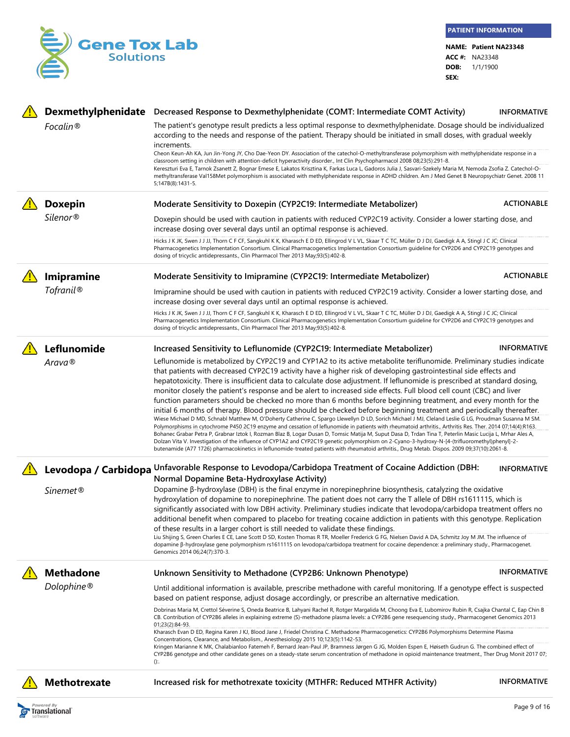**PATIENT INFORMATION**

**NAME:** **Patient NA23348**
**ACC #:** NA23348
**DOB:** 1/1/1900
**SEX:**

## Dexmethylphenidate

*Focalin®*

**Decreased Response to Dexmethylphenidate (COMT: Intermediate COMT Activity)** — INFORMATIVE

The patient's genotype result predicts a less optimal response to dexmethylphenidate. Dosage should be individualized according to the needs and response of the patient. Therapy should be initiated in small doses, with gradual weekly increments.

Cheon Keun-Ah KA, Jun Jin-Yong JY, Cho Dae-Yeon DY. Association of the catechol-O-methyltransferase polymorphism with methylphenidate response in a classroom setting in children with attention-deficit hyperactivity disorder., Int Clin Psychopharmacol 2008 08;23(5):291-8.

Kereszturi Eva E, Tarnok Zsanett Z, Bognar Emese E, Lakatos Krisztina K, Farkas Luca L, Gadoros Julia J, Sasvari-Szekely Maria M, Nemoda Zsofia Z. Catechol-O-methyltransferase Val158Met polymorphism is associated with methylphenidate response in ADHD children. Am J Med Genet B Neuropsychiatr Genet. 2008 11 5;147B(8):1431-5.

## Doxepin

*Silenor®*

**Moderate Sensitivity to Doxepin (CYP2C19: Intermediate Metabolizer)** — ACTIONABLE

Doxepin should be used with caution in patients with reduced CYP2C19 activity. Consider a lower starting dose, and increase dosing over several days until an optimal response is achieved.

Hicks J K JK, Swen J J JJ, Thorn C F CF, Sangkuhl K K, Kharasch E D ED, Ellingrod V L VL, Skaar T C TC, Müller D J DJ, Gaedigk A A, Stingl J C JC; Clinical Pharmacogenetics Implementation Consortium. Clinical Pharmacogenetics Implementation Consortium guideline for CYP2D6 and CYP2C19 genotypes and dosing of tricyclic antidepressants., Clin Pharmacol Ther 2013 May;93(5):402-8.

## Imipramine

*Tofranil®*

**Moderate Sensitivity to Imipramine (CYP2C19: Intermediate Metabolizer)** — ACTIONABLE

Imipramine should be used with caution in patients with reduced CYP2C19 activity. Consider a lower starting dose, and increase dosing over several days until an optimal response is achieved.

Hicks J K JK, Swen J J JJ, Thorn C F CF, Sangkuhl K K, Kharasch E D ED, Ellingrod V L VL, Skaar T C TC, Müller D J DJ, Gaedigk A A, Stingl J C JC; Clinical Pharmacogenetics Implementation Consortium. Clinical Pharmacogenetics Implementation Consortium guideline for CYP2D6 and CYP2C19 genotypes and dosing of tricyclic antidepressants., Clin Pharmacol Ther 2013 May;93(5):402-8.

## Leflunomide

*Arava®*

**Increased Sensitivity to Leflunomide (CYP2C19: Intermediate Metabolizer)** — INFORMATIVE

Leflunomide is metabolized by CYP2C19 and CYP1A2 to its active metabolite teriflunomide. Preliminary studies indicate that patients with decreased CYP2C19 activity have a higher risk of developing gastrointestinal side effects and hepatotoxicity. There is insufficient data to calculate dose adjustment. If leflunomide is prescribed at standard dosing, monitor closely the patient's response and be alert to increased side effects. Full blood cell count (CBC) and liver function parameters should be checked no more than 6 months before beginning treatment, and every month for the initial 6 months of therapy. Blood pressure should be checked before beginning treatment and periodically thereafter.

Wiese Michael D MD, Schnabl Matthew M, O'Doherty Catherine C, Spargo Llewellyn D LD, Sorich Michael J MJ, Cleland Leslie G LG, Proudman Susanna M SM. Polymorphisms in cytochrome P450 2C19 enzyme and cessation of leflunomide in patients with rheumatoid arthritis., Arthritis Res. Ther. 2014 07;14(4):R163.

Bohanec Grabar Petra P, Grabnar Iztok I, Rozman Blaz B, Logar Dusan D, Tomsic Matija M, Suput Dasa D, Trdan Tina T, Peterlin Masic Lucija L, Mrhar Ales A, Dolzan Vita V. Investigation of the influence of CYP1A2 and CYP2C19 genetic polymorphism on 2-Cyano-3-hydroxy-N-[4-(trifluoromethyl)phenyl]-2-butenamide (A77 1726) pharmacokinetics in leflunomide-treated patients with rheumatoid arthritis., Drug Metab. Dispos. 2009 09;37(10):2061-8.

## Levodopa / Carbidopa

*Sinemet®*

**Unfavorable Response to Levodopa/Carbidopa Treatment of Cocaine Addiction (DBH: Normal Dopamine Beta-Hydroxylase Activity)** — INFORMATIVE

Dopamine β-hydroxylase (DBH) is the final enzyme in norepinephrine biosynthesis, catalyzing the oxidative hydroxylation of dopamine to norepinephrine. The patient does not carry the T allele of DBH rs1611115, which is significantly associated with low DBH activity. Preliminary studies indicate that levodopa/carbidopa treatment offers no additional benefit when compared to placebo for treating cocaine addiction in patients with this genotype. Replication of these results in a larger cohort is still needed to validate these findings.

Liu Shijing S, Green Charles E CE, Lane Scott D SD, Kosten Thomas R TR, Moeller Frederick G FG, Nielsen David A DA, Schmitz Joy M JM. The influence of dopamine β-hydroxylase gene polymorphism rs1611115 on levodopa/carbidopa treatment for cocaine dependence: a preliminary study., Pharmacogenet. Genomics 2014 06;24(7):370-3.

## Methadone

*Dolophine®*

**Unknown Sensitivity to Methadone (CYP2B6: Unknown Phenotype)** — INFORMATIVE

Until additional information is available, prescribe methadone with careful monitoring. If a genotype effect is suspected based on patient response, adjust dosage accordingly, or prescribe an alternative medication.

Dobrinas Maria M, Crettol Séverine S, Oneda Beatrice B, Lahyani Rachel R, Rotger Margalida M, Choong Eva E, Lubomirov Rubin R, Csajka Chantal C, Eap Chin B CB. Contribution of CYP2B6 alleles in explaining extreme (S)-methadone plasma levels: a CYP2B6 gene resequencing study., Pharmacogenet Genomics 2013 01;23(2):84-93.

Kharasch Evan D ED, Regina Karen J KJ, Blood Jane J, Friedel Christina C. Methadone Pharmacogenetics: CYP2B6 Polymorphisms Determine Plasma Concentrations, Clearance, and Metabolism., Anesthesiology 2015 10;123(5):1142-53.

Kringen Marianne K MK, Chalabianloo Fatemeh F, Bernard Jean-Paul JP, Bramness Jørgen G JG, Molden Espen E, Høiseth Gudrun G. The combined effect of CYP2B6 genotype and other candidate genes on a steady-state serum concentration of methadone in opioid maintenance treatment., Ther Drug Monit 2017 07;():.

## Methotrexate

**Increased risk for methotrexate toxicity (MTHFR: Reduced MTHFR Activity)** — INFORMATIVE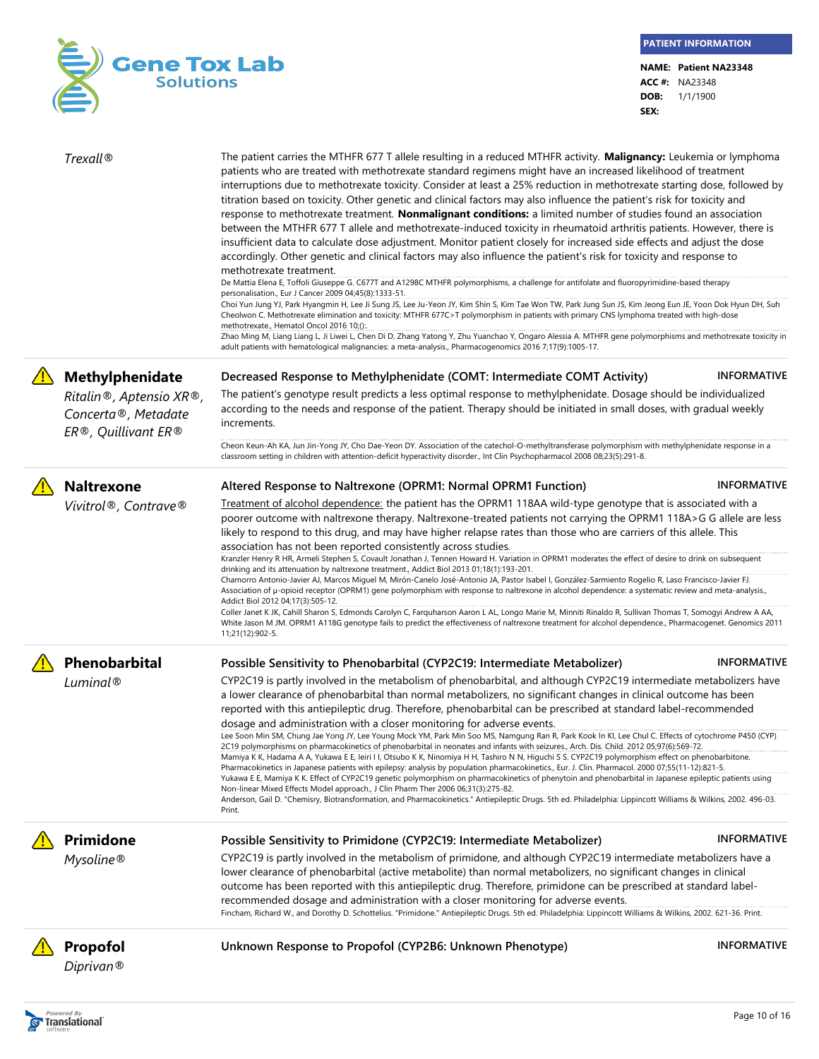**PATIENT INFORMATION**

**NAME:** Patient NA23348
**ACC #:** NA23348
**DOB:** 1/1/1900
**SEX:**

*Trexall®*

The patient carries the MTHFR 677 T allele resulting in a reduced MTHFR activity. **Malignancy:** Leukemia or lymphoma patients who are treated with methotrexate standard regimens might have an increased likelihood of treatment interruptions due to methotrexate toxicity. Consider at least a 25% reduction in methotrexate starting dose, followed by titration based on toxicity. Other genetic and clinical factors may also influence the patient's risk for toxicity and response to methotrexate treatment. **Nonmalignant conditions:** a limited number of studies found an association between the MTHFR 677 T allele and methotrexate-induced toxicity in rheumatoid arthritis patients. However, there is insufficient data to calculate dose adjustment. Monitor patient closely for increased side effects and adjust the dose accordingly. Other genetic and clinical factors may also influence the patient's risk for toxicity and response to methotrexate treatment.

De Mattia Elena E, Toffoli Giuseppe G. C677T and A1298C MTHFR polymorphisms, a challenge for antifolate and fluoropyrimidine-based therapy personalisation., Eur J Cancer 2009 04;45(8):1333-51.
Choi Yun Jung YJ, Park Hyangmin H, Lee Ji Sung JS, Lee Ju-Yeon JY, Kim Shin S, Kim Tae Won TW, Park Jung Sun JS, Kim Jeong Eun JE, Yoon Dok Hyun DH, Suh Cheolwon C. Methotrexate elimination and toxicity: MTHFR 677C>T polymorphism in patients with primary CNS lymphoma treated with high-dose methotrexate., Hematol Oncol 2016 10;():.
Zhao Ming M, Liang Liang L, Ji Liwei L, Chen Di D, Zhang Yatong Y, Zhu Yuanchao Y, Ongaro Alessia A. MTHFR gene polymorphisms and methotrexate toxicity in adult patients with hematological malignancies: a meta-analysis., Pharmacogenomics 2016 7;17(9):1005-17.

---

## Methylphenidate

*Ritalin®, Aptensio XR®, Concerta®, Metadate ER®, Quillivant ER®*

**Decreased Response to Methylphenidate (COMT: Intermediate COMT Activity)** — **INFORMATIVE**

The patient's genotype result predicts a less optimal response to methylphenidate. Dosage should be individualized according to the needs and response of the patient. Therapy should be initiated in small doses, with gradual weekly increments.

Cheon Keun-Ah KA, Jun Jin-Yong JY, Cho Dae-Yeon DY. Association of the catechol-O-methyltransferase polymorphism with methylphenidate response in a classroom setting in children with attention-deficit hyperactivity disorder., Int Clin Psychopharmacol 2008 08;23(5):291-8.

---

## Naltrexone

*Vivitrol®, Contrave®*

**Altered Response to Naltrexone (OPRM1: Normal OPRM1 Function)** — **INFORMATIVE**

Treatment of alcohol dependence: the patient has the OPRM1 118AA wild-type genotype that is associated with a poorer outcome with naltrexone therapy. Naltrexone-treated patients not carrying the OPRM1 118A>G G allele are less likely to respond to this drug, and may have higher relapse rates than those who are carriers of this allele. This association has not been reported consistently across studies.

Kranzler Henry R HR, Armeli Stephen S, Covault Jonathan J, Tennen Howard H. Variation in OPRM1 moderates the effect of desire to drink on subsequent drinking and its attenuation by naltrexone treatment., Addict Biol 2013 01;18(1):193-201.
Chamorro Antonio-Javier AJ, Marcos Miguel M, Mirón-Canelo José-Antonio JA, Pastor Isabel I, González-Sarmiento Rogelio R, Laso Francisco-Javier FJ. Association of µ-opioid receptor (OPRM1) gene polymorphism with response to naltrexone in alcohol dependence: a systematic review and meta-analysis., Addict Biol 2012 04;17(3):505-12.
Coller Janet K JK, Cahill Sharon S, Edmonds Carolyn C, Farquharson Aaron L AL, Longo Marie M, Minniti Rinaldo R, Sullivan Thomas T, Somogyi Andrew A AA, White Jason M JM. OPRM1 A118G genotype fails to predict the effectiveness of naltrexone treatment for alcohol dependence., Pharmacogenet. Genomics 2011 11;21(12):902-5.

---

## Phenobarbital

*Luminal®*

**Possible Sensitivity to Phenobarbital (CYP2C19: Intermediate Metabolizer)** — **INFORMATIVE**

CYP2C19 is partly involved in the metabolism of phenobarbital, and although CYP2C19 intermediate metabolizers have a lower clearance of phenobarbital than normal metabolizers, no significant changes in clinical outcome has been reported with this antiepileptic drug. Therefore, phenobarbital can be prescribed at standard label-recommended dosage and administration with a closer monitoring for adverse events.

Lee Soon Min SM, Chung Jae Yong JY, Lee Young Mock YM, Park Min Soo MS, Namgung Ran R, Park Kook In KI, Lee Chul C. Effects of cytochrome P450 (CYP) 2C19 polymorphisms on pharmacokinetics of phenobarbital in neonates and infants with seizures., Arch. Dis. Child. 2012 05;97(6):569-72.
Mamiya K K, Hadama A A, Yukawa E E, Ieiri I I, Otsubo K K, Ninomiya H H, Tashiro N N, Higuchi S S. CYP2C19 polymorphism effect on phenobarbitone. Pharmacokinetics in Japanese patients with epilepsy: analysis by population pharmacokinetics., Eur. J. Clin. Pharmacol. 2000 07;55(11-12):821-5.
Yukawa E E, Mamiya K K. Effect of CYP2C19 genetic polymorphism on pharmacokinetics of phenytoin and phenobarbital in Japanese epileptic patients using Non-linear Mixed Effects Model approach., J Clin Pharm Ther 2006 06;31(3):275-82.
Anderson, Gail D. "Chemisry, Biotransformation, and Pharmacokinetics." Antiepileptic Drugs. 5th ed. Philadelphia: Lippincott Williams & Wilkins, 2002. 496-03. Print.

---

## Primidone

*Mysoline®*

**Possible Sensitivity to Primidone (CYP2C19: Intermediate Metabolizer)** — **INFORMATIVE**

CYP2C19 is partly involved in the metabolism of primidone, and although CYP2C19 intermediate metabolizers have a lower clearance of phenobarbital (active metabolite) than normal metabolizers, no significant changes in clinical outcome has been reported with this antiepileptic drug. Therefore, primidone can be prescribed at standard label-recommended dosage and administration with a closer monitoring for adverse events.

Fincham, Richard W., and Dorothy D. Schottelius. "Primidone." Antiepileptic Drugs. 5th ed. Philadelphia: Lippincott Williams & Wilkins, 2002. 621-36. Print.

---

## Propofol

*Diprivan®*

**Unknown Response to Propofol (CYP2B6: Unknown Phenotype)** — **INFORMATIVE**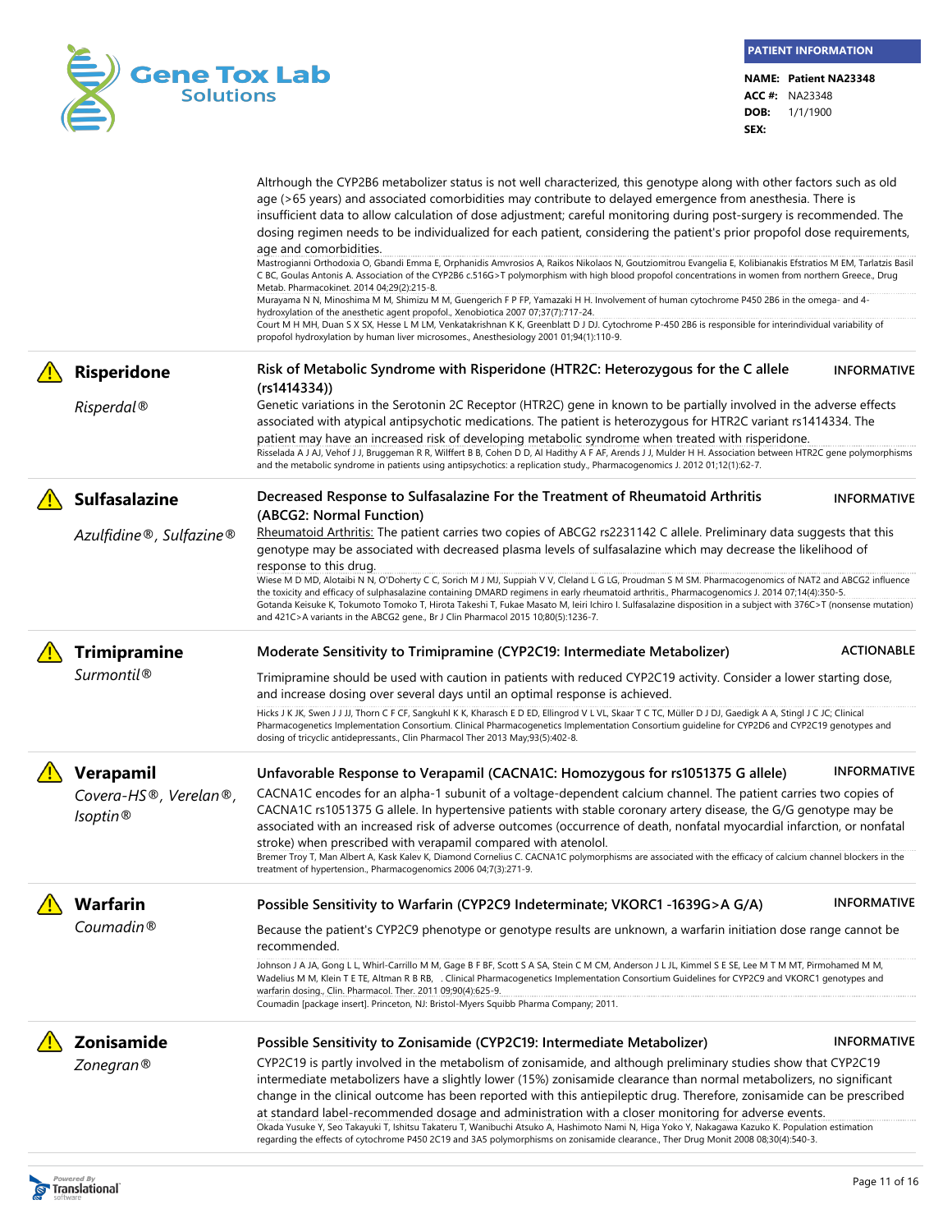Altrhough the CYP2B6 metabolizer status is not well characterized, this genotype along with other factors such as old age (>65 years) and associated comorbidities may contribute to delayed emergence from anesthesia. There is insufficient data to allow calculation of dose adjustment; careful monitoring during post-surgery is recommended. The dosing regimen needs to be individualized for each patient, considering the patient's prior propofol dose requirements, age and comorbidities.

Mastrogianni Orthodoxia O, Gbandi Emma E, Orphanidis Amvrosios A, Raikos Nikolaos N, Goutziomitrou Evangelia E, Kolibianakis Efstratios M EM, Tarlatzis Basil C BC, Goulas Antonis A. Association of the CYP2B6 c.516G>T polymorphism with high blood propofol concentrations in women from northern Greece., Drug Metab. Pharmacokinet. 2014 04;29(2):215-8.

Murayama N N, Minoshima M M, Shimizu M M, Guengerich F P FP, Yamazaki H H. Involvement of human cytochrome P450 2B6 in the omega- and 4-hydroxylation of the anesthetic agent propofol., Xenobiotica 2007 07;37(7):717-24.

Court M H MH, Duan S X SX, Hesse L M LM, Venkatakrishnan K K, Greenblatt D J DJ. Cytochrome P-450 2B6 is responsible for interindividual variability of propofol hydroxylation by human liver microsomes., Anesthesiology 2001 01;94(1):110-9.

## Risperidone

*Risperdal®*

**Risk of Metabolic Syndrome with Risperidone (HTR2C: Heterozygous for the C allele (rs1414334))** — INFORMATIVE

Genetic variations in the Serotonin 2C Receptor (HTR2C) gene in known to be partially involved in the adverse effects associated with atypical antipsychotic medications. The patient is heterozygous for HTR2C variant rs1414334. The patient may have an increased risk of developing metabolic syndrome when treated with risperidone.

Risselada A J AJ, Vehof J J, Bruggeman R R, Wilffert B B, Cohen D D, Al Hadithy A F AF, Arends J J, Mulder H H. Association between HTR2C gene polymorphisms and the metabolic syndrome in patients using antipsychotics: a replication study., Pharmacogenomics J. 2012 01;12(1):62-7.

## Sulfasalazine

*Azulfidine®, Sulfazine®*

**Decreased Response to Sulfasalazine For the Treatment of Rheumatoid Arthritis (ABCG2: Normal Function)** — INFORMATIVE

Rheumatoid Arthritis: The patient carries two copies of ABCG2 rs2231142 C allele. Preliminary data suggests that this genotype may be associated with decreased plasma levels of sulfasalazine which may decrease the likelihood of response to this drug.

Wiese M D MD, Alotaibi N N, O'Doherty C C, Sorich M J MJ, Suppiah V V, Cleland L G LG, Proudman S M SM. Pharmacogenomics of NAT2 and ABCG2 influence the toxicity and efficacy of sulphasalazine containing DMARD regimens in early rheumatoid arthritis., Pharmacogenomics J. 2014 07;14(4):350-5.

Gotanda Keisuke K, Tokumoto Tomoko T, Hirota Takeshi T, Fukae Masato M, Ieiri Ichiro I. Sulfasalazine disposition in a subject with 376C>T (nonsense mutation) and 421C>A variants in the ABCG2 gene., Br J Clin Pharmacol 2015 10;80(5):1236-7.

## Trimipramine

*Surmontil®*

**Moderate Sensitivity to Trimipramine (CYP2C19: Intermediate Metabolizer)** — ACTIONABLE

Trimipramine should be used with caution in patients with reduced CYP2C19 activity. Consider a lower starting dose, and increase dosing over several days until an optimal response is achieved.

Hicks J K JK, Swen J J JJ, Thorn C F CF, Sangkuhl K K, Kharasch E D ED, Ellingrod V L VL, Skaar T C TC, Müller D J DJ, Gaedigk A A, Stingl J C JC; Clinical Pharmacogenetics Implementation Consortium. Clinical Pharmacogenetics Implementation Consortium guideline for CYP2D6 and CYP2C19 genotypes and dosing of tricyclic antidepressants., Clin Pharmacol Ther 2013 May;93(5):402-8.

## Verapamil

*Covera-HS®, Verelan®, Isoptin®*

**Unfavorable Response to Verapamil (CACNA1C: Homozygous for rs1051375 G allele)** — INFORMATIVE

CACNA1C encodes for an alpha-1 subunit of a voltage-dependent calcium channel. The patient carries two copies of CACNA1C rs1051375 G allele. In hypertensive patients with stable coronary artery disease, the G/G genotype may be associated with an increased risk of adverse outcomes (occurrence of death, nonfatal myocardial infarction, or nonfatal stroke) when prescribed with verapamil compared with atenolol.

Bremer Troy T, Man Albert A, Kask Kalev K, Diamond Cornelius C. CACNA1C polymorphisms are associated with the efficacy of calcium channel blockers in the treatment of hypertension., Pharmacogenomics 2006 04;7(3):271-9.

## Warfarin

*Coumadin®*

**Possible Sensitivity to Warfarin (CYP2C9 Indeterminate; VKORC1 -1639G>A G/A)** — INFORMATIVE

Because the patient's CYP2C9 phenotype or genotype results are unknown, a warfarin initiation dose range cannot be recommended.

Johnson J A JA, Gong L L, Whirl-Carrillo M M, Gage B F BF, Scott S A SA, Stein C M CM, Anderson J L JL, Kimmel S E SE, Lee M T M MT, Pirmohamed M M, Wadelius M M, Klein T E TE, Altman R B RB, . Clinical Pharmacogenetics Implementation Consortium Guidelines for CYP2C9 and VKORC1 genotypes and warfarin dosing., Clin. Pharmacol. Ther. 2011 09;90(4):625-9.

Coumadin [package insert]. Princeton, NJ: Bristol-Myers Squibb Pharma Company; 2011.

## Zonisamide

*Zonegran®*

**Possible Sensitivity to Zonisamide (CYP2C19: Intermediate Metabolizer)** — INFORMATIVE

CYP2C19 is partly involved in the metabolism of zonisamide, and although preliminary studies show that CYP2C19 intermediate metabolizers have a slightly lower (15%) zonisamide clearance than normal metabolizers, no significant change in the clinical outcome has been reported with this antiepileptic drug. Therefore, zonisamide can be prescribed at standard label-recommended dosage and administration with a closer monitoring for adverse events.

Okada Yusuke Y, Seo Takayuki T, Ishitsu Takateru T, Wanibuchi Atsuko A, Hashimoto Nami N, Higa Yoko Y, Nakagawa Kazuko K. Population estimation regarding the effects of cytochrome P450 2C19 and 3A5 polymorphisms on zonisamide clearance., Ther Drug Monit 2008 08;30(4):540-3.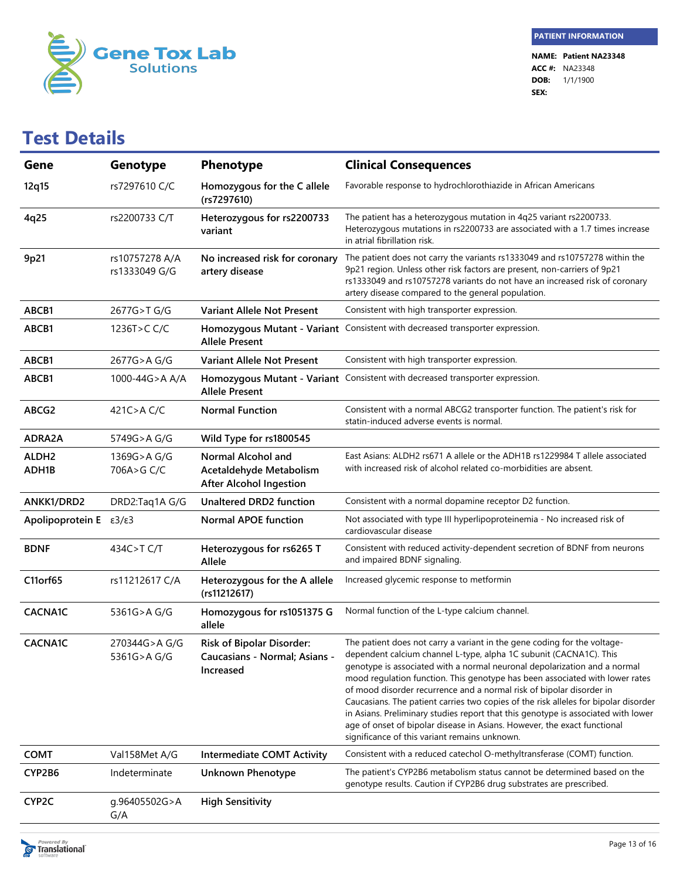**PATIENT INFORMATION**

**NAME:** **Patient NA23348**
**ACC #:** NA23348
**DOB:** 1/1/1900
**SEX:**

# Test Details

| Gene | Genotype | Phenotype | Clinical Consequences |
|---|---|---|---|
| 12q15 | rs7297610 C/C | Homozygous for the C allele (rs7297610) | Favorable response to hydrochlorothiazide in African Americans |
| 4q25 | rs2200733 C/T | Heterozygous for rs2200733 variant | The patient has a heterozygous mutation in 4q25 variant rs2200733. Heterozygous mutations in rs2200733 are associated with a 1.7 times increase in atrial fibrillation risk. |
| 9p21 | rs10757278 A/A<br>rs1333049 G/G | No increased risk for coronary artery disease | The patient does not carry the variants rs1333049 and rs10757278 within the 9p21 region. Unless other risk factors are present, non-carriers of 9p21 rs1333049 and rs10757278 variants do not have an increased risk of coronary artery disease compared to the general population. |
| ABCB1 | 2677G>T G/G | Variant Allele Not Present | Consistent with high transporter expression. |
| ABCB1 | 1236T>C C/C | Homozygous Mutant - Variant Allele Present | Consistent with decreased transporter expression. |
| ABCB1 | 2677G>A G/G | Variant Allele Not Present | Consistent with high transporter expression. |
| ABCB1 | 1000-44G>A A/A | Homozygous Mutant - Variant Allele Present | Consistent with decreased transporter expression. |
| ABCG2 | 421C>A C/C | Normal Function | Consistent with a normal ABCG2 transporter function. The patient's risk for statin-induced adverse events is normal. |
| ADRA2A | 5749G>A G/G | Wild Type for rs1800545 | |
| ALDH2<br>ADH1B | 1369G>A G/G<br>706A>G C/C | Normal Alcohol and Acetaldehyde Metabolism After Alcohol Ingestion | East Asians: ALDH2 rs671 A allele or the ADH1B rs1229984 T allele associated with increased risk of alcohol related co-morbidities are absent. |
| ANKK1/DRD2 | DRD2:Taq1A G/G | Unaltered DRD2 function | Consistent with a normal dopamine receptor D2 function. |
| Apolipoprotein E | ε3/ε3 | Normal APOE function | Not associated with type III hyperlipoproteinemia - No increased risk of cardiovascular disease |
| BDNF | 434C>T C/T | Heterozygous for rs6265 T Allele | Consistent with reduced activity-dependent secretion of BDNF from neurons and impaired BDNF signaling. |
| C11orf65 | rs11212617 C/A | Heterozygous for the A allele (rs11212617) | Increased glycemic response to metformin |
| CACNA1C | 5361G>A G/G | Homozygous for rs1051375 G allele | Normal function of the L-type calcium channel. |
| CACNA1C | 270344G>A G/G<br>5361G>A G/G | Risk of Bipolar Disorder: Caucasians - Normal; Asians - Increased | The patient does not carry a variant in the gene coding for the voltage-dependent calcium channel L-type, alpha 1C subunit (CACNA1C). This genotype is associated with a normal neuronal depolarization and a normal mood regulation function. This genotype has been associated with lower rates of mood disorder recurrence and a normal risk of bipolar disorder in Caucasians. The patient carries two copies of the risk alleles for bipolar disorder in Asians. Preliminary studies report that this genotype is associated with lower age of onset of bipolar disease in Asians. However, the exact functional significance of this variant remains unknown. |
| COMT | Val158Met A/G | Intermediate COMT Activity | Consistent with a reduced catechol O-methyltransferase (COMT) function. |
| CYP2B6 | Indeterminate | Unknown Phenotype | The patient's CYP2B6 metabolism status cannot be determined based on the genotype results. Caution if CYP2B6 drug substrates are prescribed. |
| CYP2C | g.96405502G>A G/A | High Sensitivity | |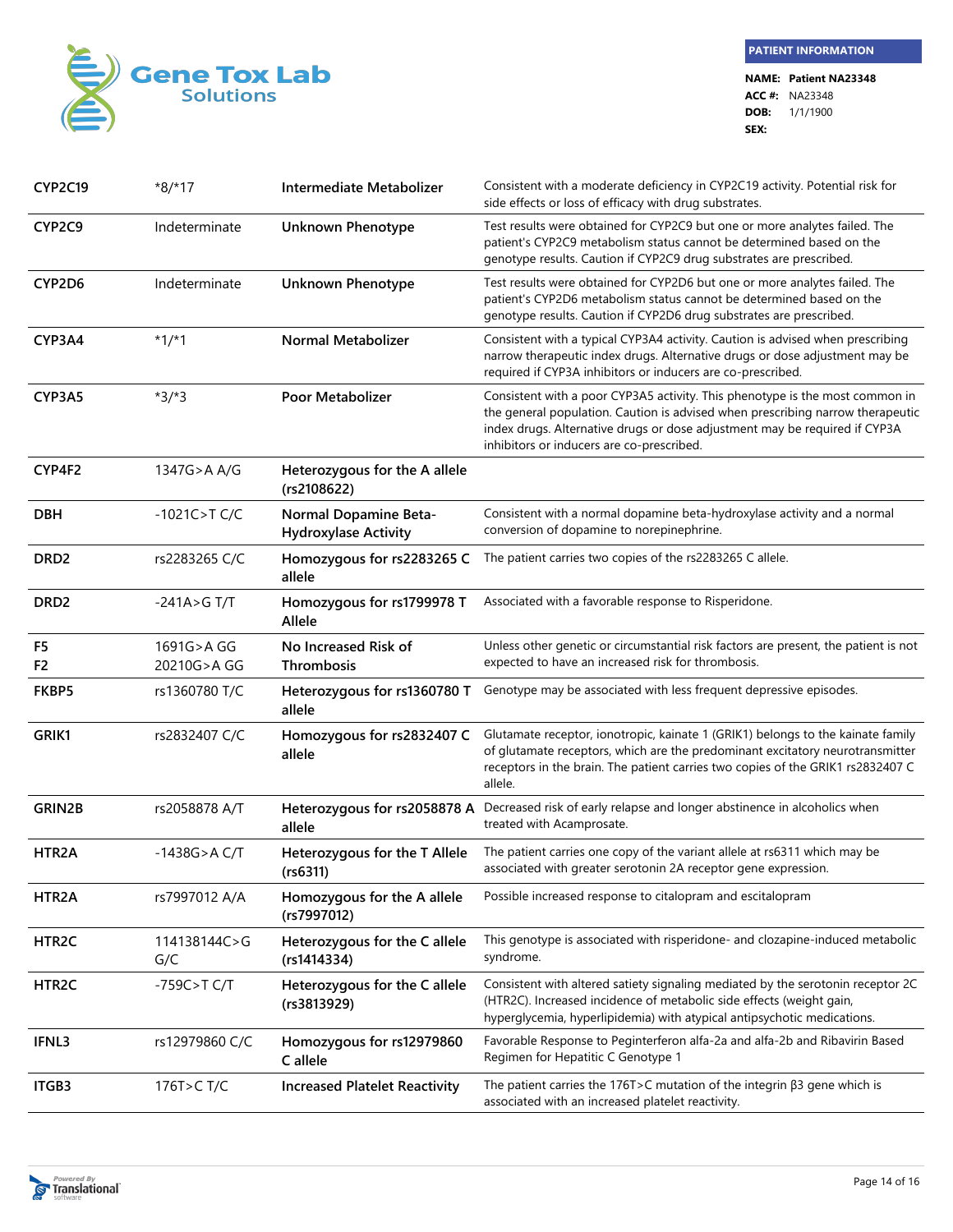**PATIENT INFORMATION**

**NAME:** Patient NA23348
**ACC #:** NA23348
**DOB:** 1/1/1900
**SEX:**

| Gene | Genotype | Phenotype | Comment |
|---|---|---|---|
| **CYP2C19** | *8/*17 | **Intermediate Metabolizer** | Consistent with a moderate deficiency in CYP2C19 activity. Potential risk for side effects or loss of efficacy with drug substrates. |
| **CYP2C9** | Indeterminate | **Unknown Phenotype** | Test results were obtained for CYP2C9 but one or more analytes failed. The patient's CYP2C9 metabolism status cannot be determined based on the genotype results. Caution if CYP2C9 drug substrates are prescribed. |
| **CYP2D6** | Indeterminate | **Unknown Phenotype** | Test results were obtained for CYP2D6 but one or more analytes failed. The patient's CYP2D6 metabolism status cannot be determined based on the genotype results. Caution if CYP2D6 drug substrates are prescribed. |
| **CYP3A4** | *1/*1 | **Normal Metabolizer** | Consistent with a typical CYP3A4 activity. Caution is advised when prescribing narrow therapeutic index drugs. Alternative drugs or dose adjustment may be required if CYP3A inhibitors or inducers are co-prescribed. |
| **CYP3A5** | *3/*3 | **Poor Metabolizer** | Consistent with a poor CYP3A5 activity. This phenotype is the most common in the general population. Caution is advised when prescribing narrow therapeutic index drugs. Alternative drugs or dose adjustment may be required if CYP3A inhibitors or inducers are co-prescribed. |
| **CYP4F2** | 1347G>A A/G | **Heterozygous for the A allele (rs2108622)** | |
| **DBH** | -1021C>T C/C | **Normal Dopamine Beta-Hydroxylase Activity** | Consistent with a normal dopamine beta-hydroxylase activity and a normal conversion of dopamine to norepinephrine. |
| **DRD2** | rs2283265 C/C | **Homozygous for rs2283265 C allele** | The patient carries two copies of the rs2283265 C allele. |
| **DRD2** | -241A>G T/T | **Homozygous for rs1799978 T Allele** | Associated with a favorable response to Risperidone. |
| **F5**<br>**F2** | 1691G>A GG<br>20210G>A GG | **No Increased Risk of Thrombosis** | Unless other genetic or circumstantial risk factors are present, the patient is not expected to have an increased risk for thrombosis. |
| **FKBP5** | rs1360780 T/C | **Heterozygous for rs1360780 T allele** | Genotype may be associated with less frequent depressive episodes. |
| **GRIK1** | rs2832407 C/C | **Homozygous for rs2832407 C allele** | Glutamate receptor, ionotropic, kainate 1 (GRIK1) belongs to the kainate family of glutamate receptors, which are the predominant excitatory neurotransmitter receptors in the brain. The patient carries two copies of the GRIK1 rs2832407 C allele. |
| **GRIN2B** | rs2058878 A/T | **Heterozygous for rs2058878 A allele** | Decreased risk of early relapse and longer abstinence in alcoholics when treated with Acamprosate. |
| **HTR2A** | -1438G>A C/T | **Heterozygous for the T Allele (rs6311)** | The patient carries one copy of the variant allele at rs6311 which may be associated with greater serotonin 2A receptor gene expression. |
| **HTR2A** | rs7997012 A/A | **Homozygous for the A allele (rs7997012)** | Possible increased response to citalopram and escitalopram |
| **HTR2C** | 114138144C>G G/C | **Heterozygous for the C allele (rs1414334)** | This genotype is associated with risperidone- and clozapine-induced metabolic syndrome. |
| **HTR2C** | -759C>T C/T | **Heterozygous for the C allele (rs3813929)** | Consistent with altered satiety signaling mediated by the serotonin receptor 2C (HTR2C). Increased incidence of metabolic side effects (weight gain, hyperglycemia, hyperlipidemia) with atypical antipsychotic medications. |
| **IFNL3** | rs12979860 C/C | **Homozygous for rs12979860 C allele** | Favorable Response to Peginterferon alfa-2a and alfa-2b and Ribavirin Based Regimen for Hepatitic C Genotype 1 |
| **ITGB3** | 176T>C T/C | **Increased Platelet Reactivity** | The patient carries the 176T>C mutation of the integrin β3 gene which is associated with an increased platelet reactivity. |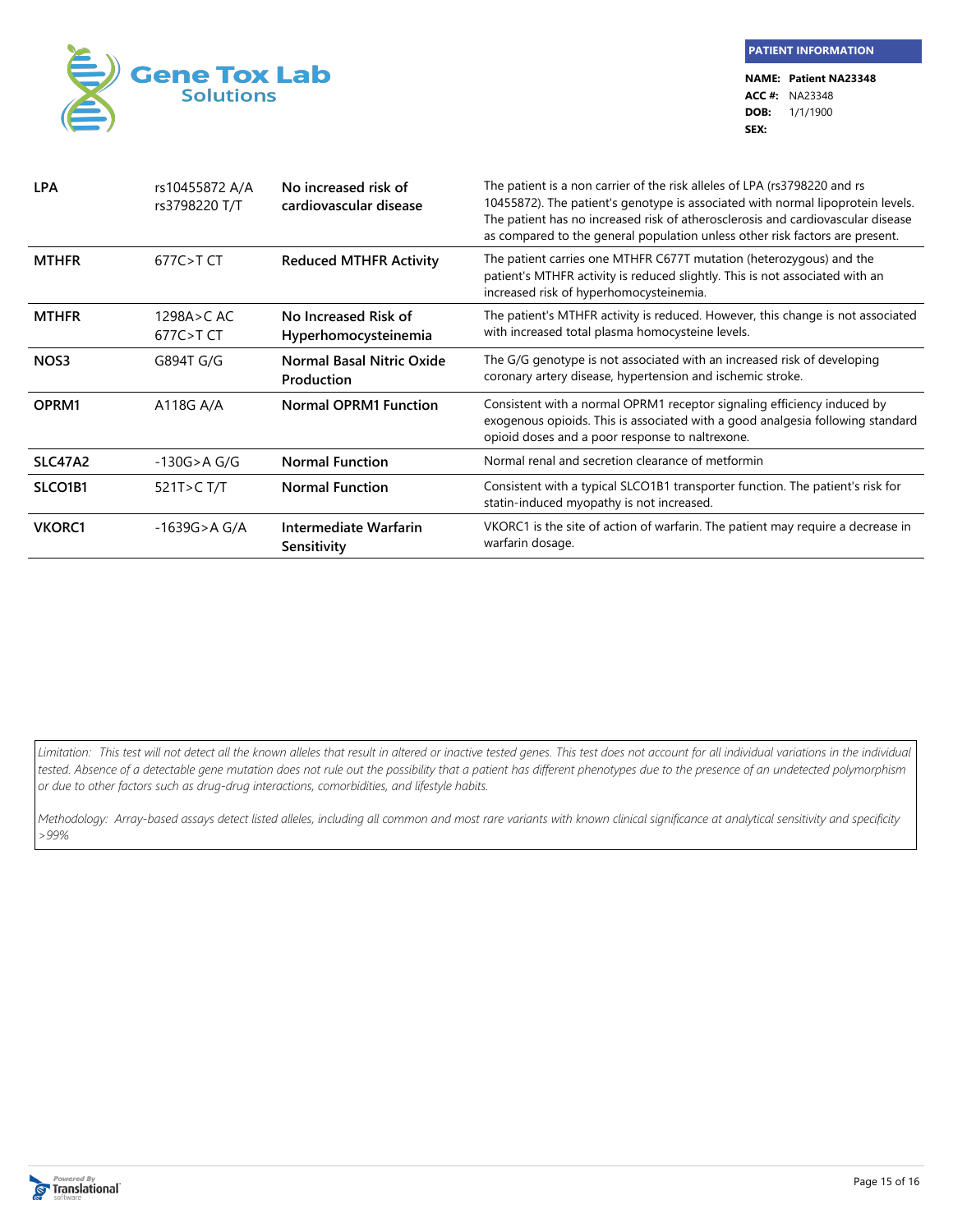**PATIENT INFORMATION**

**NAME:** **Patient NA23348**
**ACC #:** NA23348
**DOB:** 1/1/1900
**SEX:**

| Gene | Genotype | Result | Interpretation |
|---|---|---|---|
| **LPA** | rs10455872 A/A<br>rs3798220 T/T | **No increased risk of cardiovascular disease** | The patient is a non carrier of the risk alleles of LPA (rs3798220 and rs 10455872). The patient's genotype is associated with normal lipoprotein levels. The patient has no increased risk of atherosclerosis and cardiovascular disease as compared to the general population unless other risk factors are present. |
| **MTHFR** | 677C>T CT | **Reduced MTHFR Activity** | The patient carries one MTHFR C677T mutation (heterozygous) and the patient's MTHFR activity is reduced slightly. This is not associated with an increased risk of hyperhomocysteinemia. |
| **MTHFR** | 1298A>C AC<br>677C>T CT | **No Increased Risk of Hyperhomocysteinemia** | The patient's MTHFR activity is reduced. However, this change is not associated with increased total plasma homocysteine levels. |
| **NOS3** | G894T G/G | **Normal Basal Nitric Oxide Production** | The G/G genotype is not associated with an increased risk of developing coronary artery disease, hypertension and ischemic stroke. |
| **OPRM1** | A118G A/A | **Normal OPRM1 Function** | Consistent with a normal OPRM1 receptor signaling efficiency induced by exogenous opioids. This is associated with a good analgesia following standard opioid doses and a poor response to naltrexone. |
| **SLC47A2** | -130G>A G/G | **Normal Function** | Normal renal and secretion clearance of metformin |
| **SLCO1B1** | 521T>C T/T | **Normal Function** | Consistent with a typical SLCO1B1 transporter function. The patient's risk for statin-induced myopathy is not increased. |
| **VKORC1** | -1639G>A G/A | **Intermediate Warfarin Sensitivity** | VKORC1 is the site of action of warfarin. The patient may require a decrease in warfarin dosage. |

*Limitation: This test will not detect all the known alleles that result in altered or inactive tested genes. This test does not account for all individual variations in the individual tested. Absence of a detectable gene mutation does not rule out the possibility that a patient has different phenotypes due to the presence of an undetected polymorphism or due to other factors such as drug-drug interactions, comorbidities, and lifestyle habits.*

*Methodology: Array-based assays detect listed alleles, including all common and most rare variants with known clinical significance at analytical sensitivity and specificity >99%*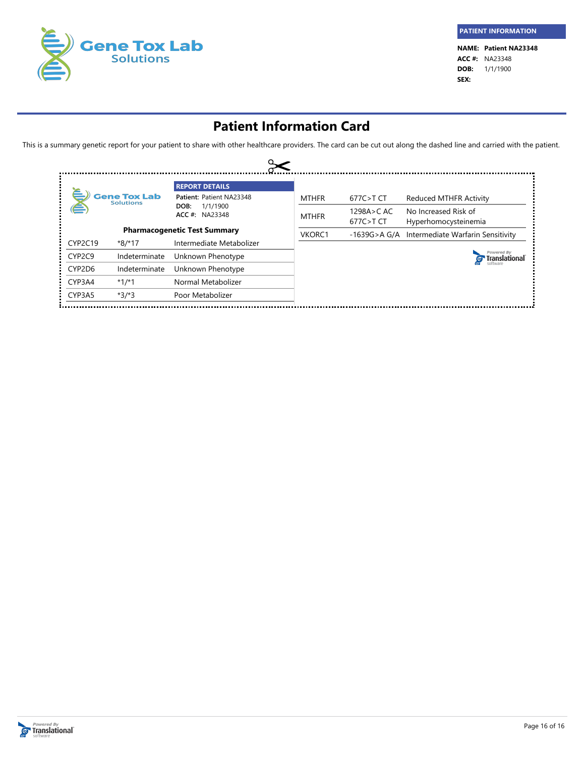**PATIENT INFORMATION**

**NAME:** **Patient NA23348**
**ACC #:** NA23348
**DOB:** 1/1/1900
**SEX:**

# Patient Information Card

This is a summary genetic report for your patient to share with other healthcare providers. The card can be cut out along the dashed line and carried with the patient.

**REPORT DETAILS**

**Patient:** Patient NA23348
**DOB:** 1/1/1900
**ACC #:** NA23348

**Pharmacogenetic Test Summary**

| | | |
|---|---|---|
| CYP2C19 | *8/*17 | Intermediate Metabolizer |
| CYP2C9 | Indeterminate | Unknown Phenotype |
| CYP2D6 | Indeterminate | Unknown Phenotype |
| CYP3A4 | *1/*1 | Normal Metabolizer |
| CYP3A5 | *3/*3 | Poor Metabolizer |

| | | |
|---|---|---|
| MTHFR | 677C>T CT | Reduced MTHFR Activity |
| MTHFR | 1298A>C AC<br>677C>T CT | No Increased Risk of Hyperhomocysteinemia |
| VKORC1 | -1639G>A G/A | Intermediate Warfarin Sensitivity |